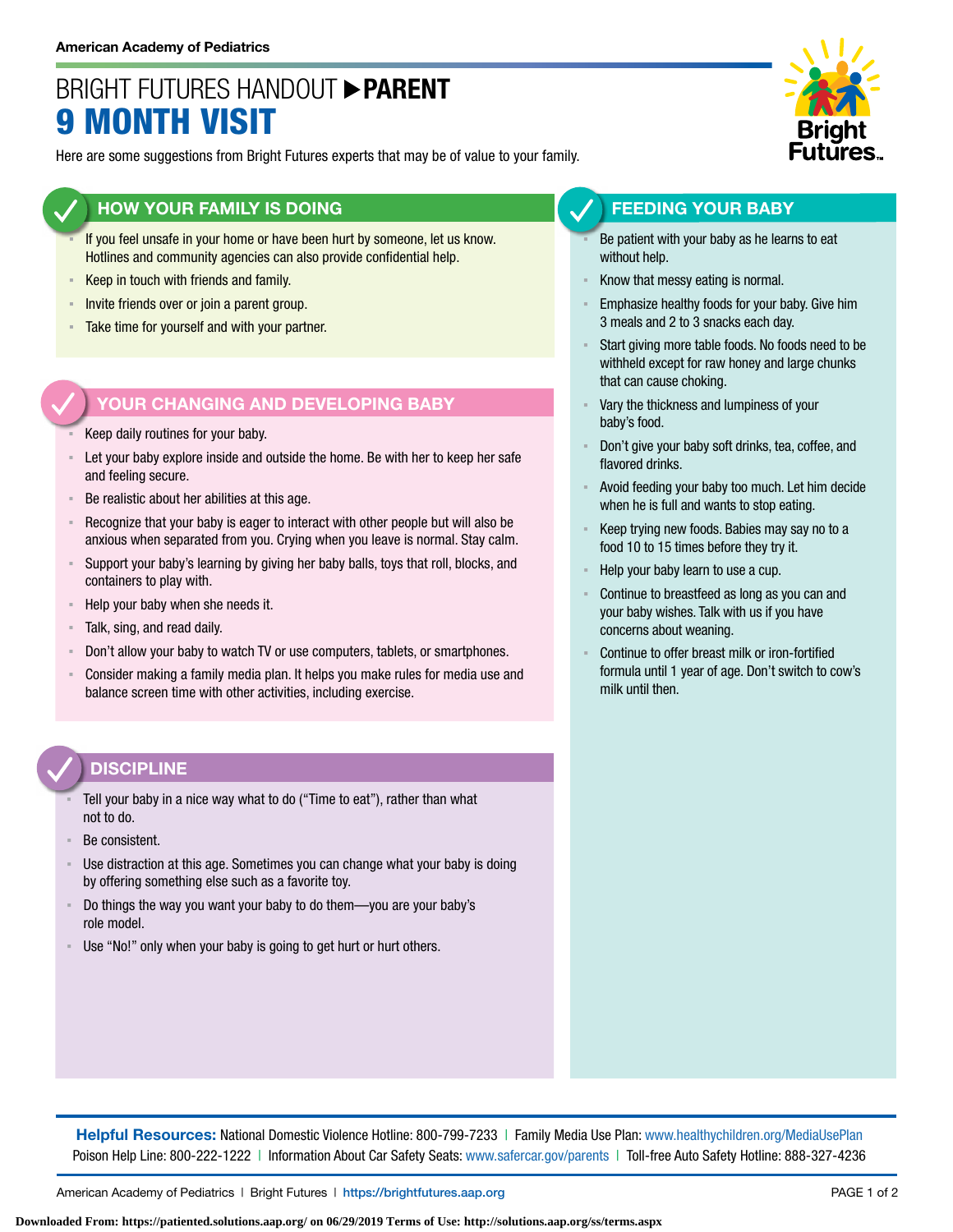American Academy of Pediatrics

# BRIGHT FUTURES HANDOUT ▶ PARENT
# 9 MONTH VISIT

Here are some suggestions from Bright Futures experts that may be of value to your family.

## HOW YOUR FAMILY IS DOING

- If you feel unsafe in your home or have been hurt by someone, let us know. Hotlines and community agencies can also provide confidential help.
- Keep in touch with friends and family.
- Invite friends over or join a parent group.
- Take time for yourself and with your partner.

## YOUR CHANGING AND DEVELOPING BABY

- Keep daily routines for your baby.
- Let your baby explore inside and outside the home. Be with her to keep her safe and feeling secure.
- Be realistic about her abilities at this age.
- Recognize that your baby is eager to interact with other people but will also be anxious when separated from you. Crying when you leave is normal. Stay calm.
- Support your baby's learning by giving her baby balls, toys that roll, blocks, and containers to play with.
- Help your baby when she needs it.
- Talk, sing, and read daily.
- Don't allow your baby to watch TV or use computers, tablets, or smartphones.
- Consider making a family media plan. It helps you make rules for media use and balance screen time with other activities, including exercise.

## DISCIPLINE

- Tell your baby in a nice way what to do ("Time to eat"), rather than what not to do.
- Be consistent.
- Use distraction at this age. Sometimes you can change what your baby is doing by offering something else such as a favorite toy.
- Do things the way you want your baby to do them—you are your baby's role model.
- Use "No!" only when your baby is going to get hurt or hurt others.

## FEEDING YOUR BABY

- Be patient with your baby as he learns to eat without help.
- Know that messy eating is normal.
- Emphasize healthy foods for your baby. Give him 3 meals and 2 to 3 snacks each day.
- Start giving more table foods. No foods need to be withheld except for raw honey and large chunks that can cause choking.
- Vary the thickness and lumpiness of your baby's food.
- Don't give your baby soft drinks, tea, coffee, and flavored drinks.
- Avoid feeding your baby too much. Let him decide when he is full and wants to stop eating.
- Keep trying new foods. Babies may say no to a food 10 to 15 times before they try it.
- Help your baby learn to use a cup.
- Continue to breastfeed as long as you can and your baby wishes. Talk with us if you have concerns about weaning.
- Continue to offer breast milk or iron-fortified formula until 1 year of age. Don't switch to cow's milk until then.

**Helpful Resources:** National Domestic Violence Hotline: 800-799-7233 | Family Media Use Plan: www.healthychildren.org/MediaUsePlan
Poison Help Line: 800-222-1222 | Information About Car Safety Seats: www.safercar.gov/parents | Toll-free Auto Safety Hotline: 888-327-4236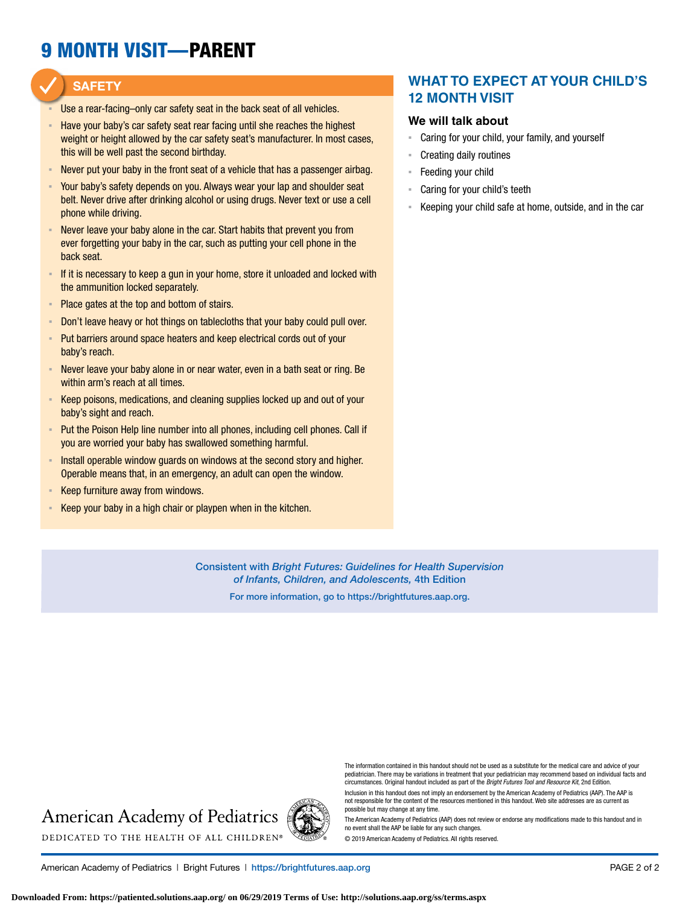# 9 MONTH VISIT—PARENT

## SAFETY

- Use a rear-facing–only car safety seat in the back seat of all vehicles.
- Have your baby's car safety seat rear facing until she reaches the highest weight or height allowed by the car safety seat's manufacturer. In most cases, this will be well past the second birthday.
- Never put your baby in the front seat of a vehicle that has a passenger airbag.
- Your baby's safety depends on you. Always wear your lap and shoulder seat belt. Never drive after drinking alcohol or using drugs. Never text or use a cell phone while driving.
- Never leave your baby alone in the car. Start habits that prevent you from ever forgetting your baby in the car, such as putting your cell phone in the back seat.
- If it is necessary to keep a gun in your home, store it unloaded and locked with the ammunition locked separately.
- Place gates at the top and bottom of stairs.
- Don't leave heavy or hot things on tablecloths that your baby could pull over.
- Put barriers around space heaters and keep electrical cords out of your baby's reach.
- Never leave your baby alone in or near water, even in a bath seat or ring. Be within arm's reach at all times.
- Keep poisons, medications, and cleaning supplies locked up and out of your baby's sight and reach.
- Put the Poison Help line number into all phones, including cell phones. Call if you are worried your baby has swallowed something harmful.
- Install operable window guards on windows at the second story and higher. Operable means that, in an emergency, an adult can open the window.
- Keep furniture away from windows.
- Keep your baby in a high chair or playpen when in the kitchen.

## WHAT TO EXPECT AT YOUR CHILD'S 12 MONTH VISIT

### We will talk about

- Caring for your child, your family, and yourself
- Creating daily routines
- Feeding your child
- Caring for your child's teeth
- Keeping your child safe at home, outside, and in the car

Consistent with *Bright Futures: Guidelines for Health Supervision of Infants, Children, and Adolescents,* 4th Edition

For more information, go to https://brightfutures.aap.org.

American Academy of Pediatrics
DEDICATED TO THE HEALTH OF ALL CHILDREN®

The information contained in this handout should not be used as a substitute for the medical care and advice of your pediatrician. There may be variations in treatment that your pediatrician may recommend based on individual facts and circumstances. Original handout included as part of the *Bright Futures Tool and Resource Kit*, 2nd Edition.

Inclusion in this handout does not imply an endorsement by the American Academy of Pediatrics (AAP). The AAP is not responsible for the content of the resources mentioned in this handout. Web site addresses are as current as possible but may change at any time.

The American Academy of Pediatrics (AAP) does not review or endorse any modifications made to this handout and in no event shall the AAP be liable for any such changes.

© 2019 American Academy of Pediatrics. All rights reserved.

Downloaded From: https://patiented.solutions.aap.org/ on 06/29/2019 Terms of Use: http://solutions.aap.org/ss/terms.aspx